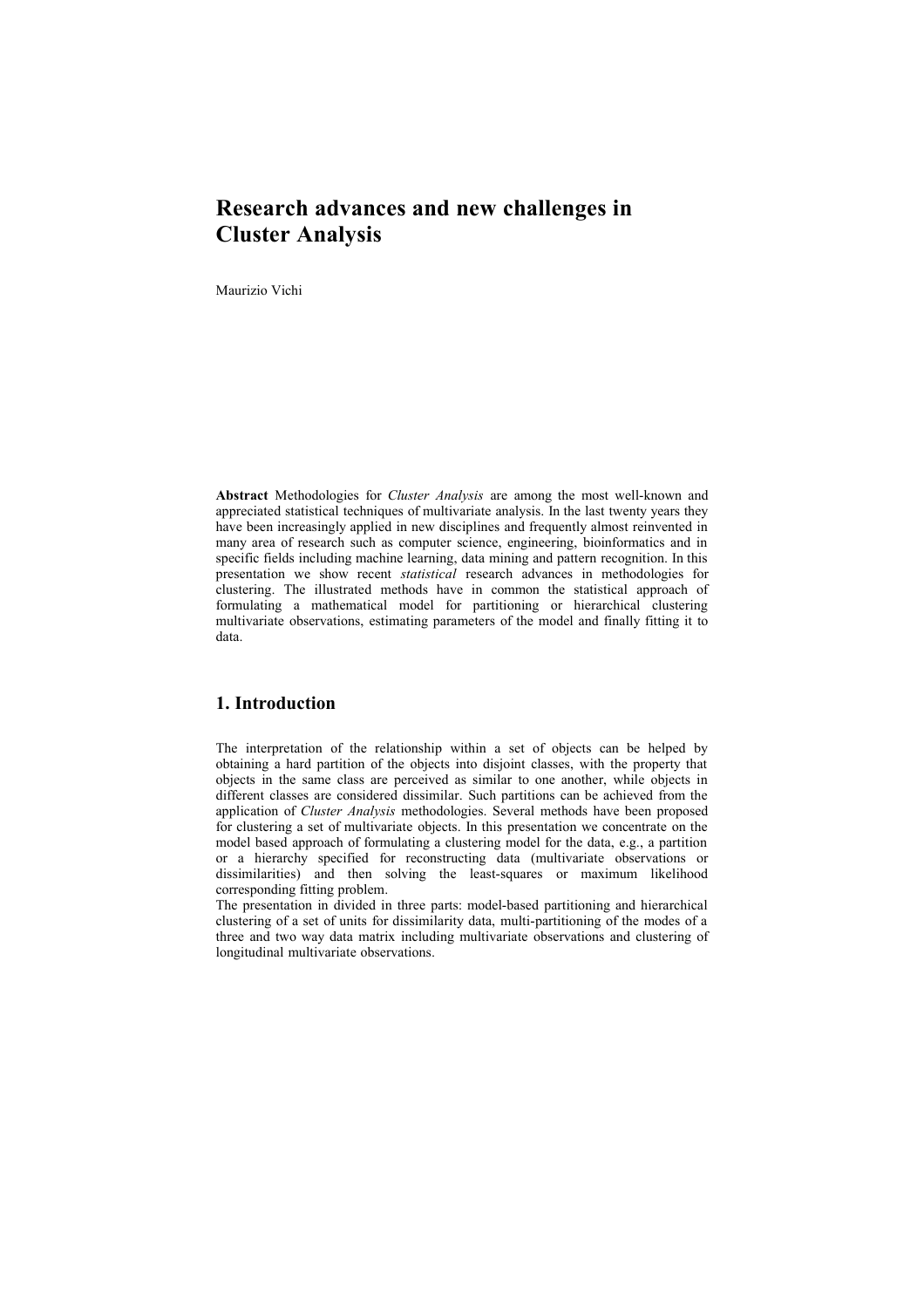# Research advances and new challenges in Cluster Analysis

Maurizio Vichi

**Abstract** Methodologies for *Cluster Analysis* are among the most well-known and appreciated statistical techniques of multivariate analysis. In the last twenty years they have been increasingly applied in new disciplines and frequently almost reinvented in many area of research such as computer science, engineering, bioinformatics and in specific fields including machine learning, data mining and pattern recognition. In this presentation we show recent *statistical* research advances in methodologies for clustering. The illustrated methods have in common the statistical approach of formulating a mathematical model for partitioning or hierarchical clustering multivariate observations, estimating parameters of the model and finally fitting it to data.

## 1. Introduction

The interpretation of the relationship within a set of objects can be helped by obtaining a hard partition of the objects into disjoint classes, with the property that objects in the same class are perceived as similar to one another, while objects in different classes are considered dissimilar. Such partitions can be achieved from the application of *Cluster Analysis* methodologies. Several methods have been proposed for clustering a set of multivariate objects. In this presentation we concentrate on the model based approach of formulating a clustering model for the data, e.g., a partition or a hierarchy specified for reconstructing data (multivariate observations or dissimilarities) and then solving the least-squares or maximum likelihood corresponding fitting problem.

The presentation in divided in three parts: model-based partitioning and hierarchical clustering of a set of units for dissimilarity data, multi-partitioning of the modes of a three and two way data matrix including multivariate observations and clustering of longitudinal multivariate observations.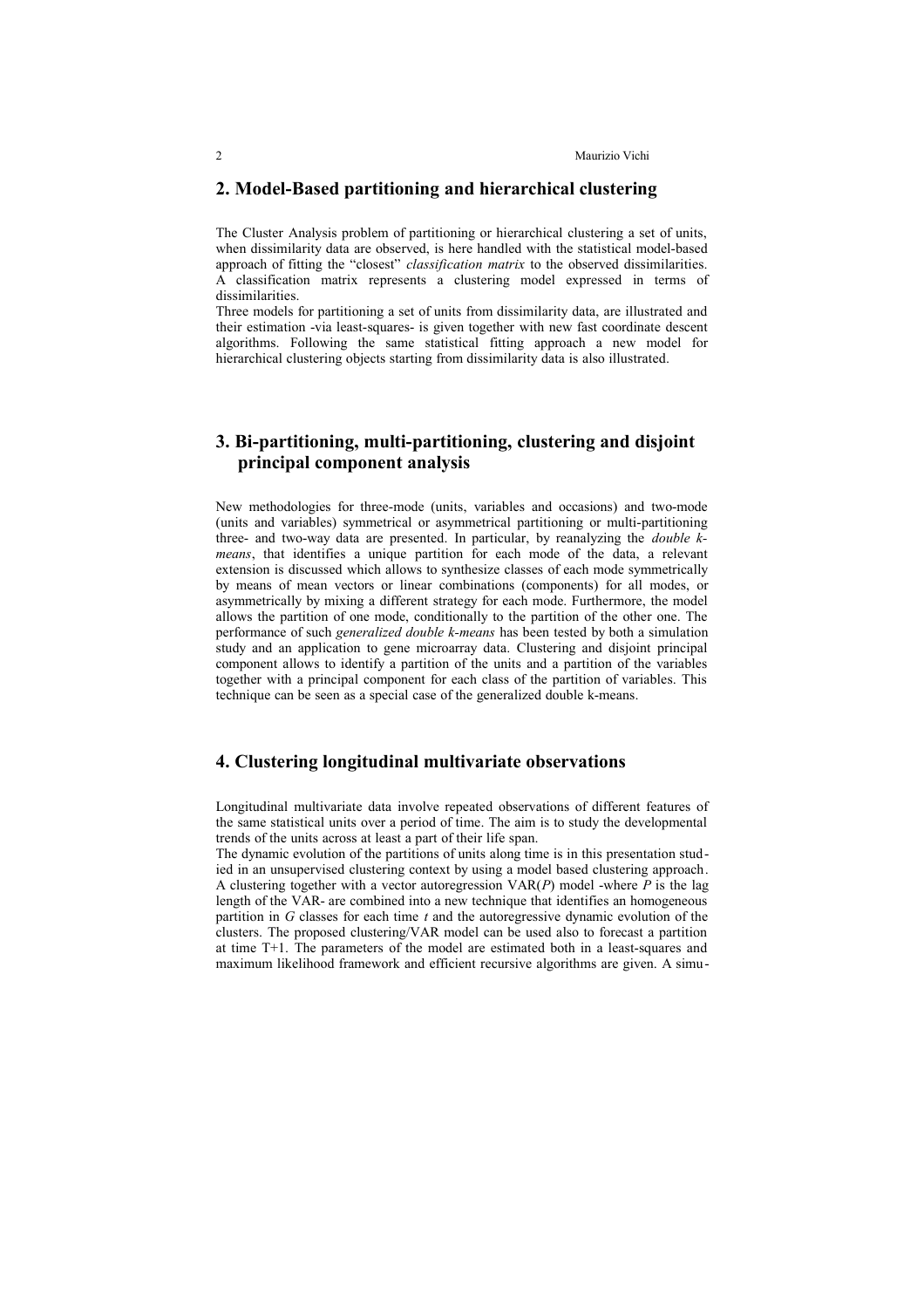## 2. Model-Based partitioning and hierarchical clustering

The Cluster Analysis problem of partitioning or hierarchical clustering a set of units, when dissimilarity data are observed, is here handled with the statistical model-based approach of fitting the "closest" *classification matrix* to the observed dissimilarities. A classification matrix represents a clustering model expressed in terms of dissimilarities.

Three models for partitioning a set of units from dissimilarity data, are illustrated and their estimation -via least-squares- is given together with new fast coordinate descent algorithms. Following the same statistical fitting approach a new model for hierarchical clustering objects starting from dissimilarity data is also illustrated.

## 3. Bi-partitioning, multi-partitioning, clustering and disjoint principal component analysis

New methodologies for three-mode (units, variables and occasions) and two-mode (units and variables) symmetrical or asymmetrical partitioning or multi-partitioning three- and two-way data are presented. In particular, by reanalyzing the *double k-means*, that identifies a unique partition for each mode of the data, a relevant extension is discussed which allows to synthesize classes of each mode symmetrically by means of mean vectors or linear combinations (components) for all modes, or asymmetrically by mixing a different strategy for each mode. Furthermore, the model allows the partition of one mode, conditionally to the partition of the other one. The performance of such *generalized double k-means* has been tested by both a simulation study and an application to gene microarray data. Clustering and disjoint principal component allows to identify a partition of the units and a partition of the variables together with a principal component for each class of the partition of variables. This technique can be seen as a special case of the generalized double k-means.

## 4. Clustering longitudinal multivariate observations

Longitudinal multivariate data involve repeated observations of different features of the same statistical units over a period of time. The aim is to study the developmental trends of the units across at least a part of their life span.

The dynamic evolution of the partitions of units along time is in this presentation studied in an unsupervised clustering context by using a model based clustering approach. A clustering together with a vector autoregression VAR($P$) model -where $P$ is the lag length of the VAR- are combined into a new technique that identifies an homogeneous partition in $G$ classes for each time $t$ and the autoregressive dynamic evolution of the clusters. The proposed clustering/VAR model can be used also to forecast a partition at time T+1. The parameters of the model are estimated both in a least-squares and maximum likelihood framework and efficient recursive algorithms are given. A simu-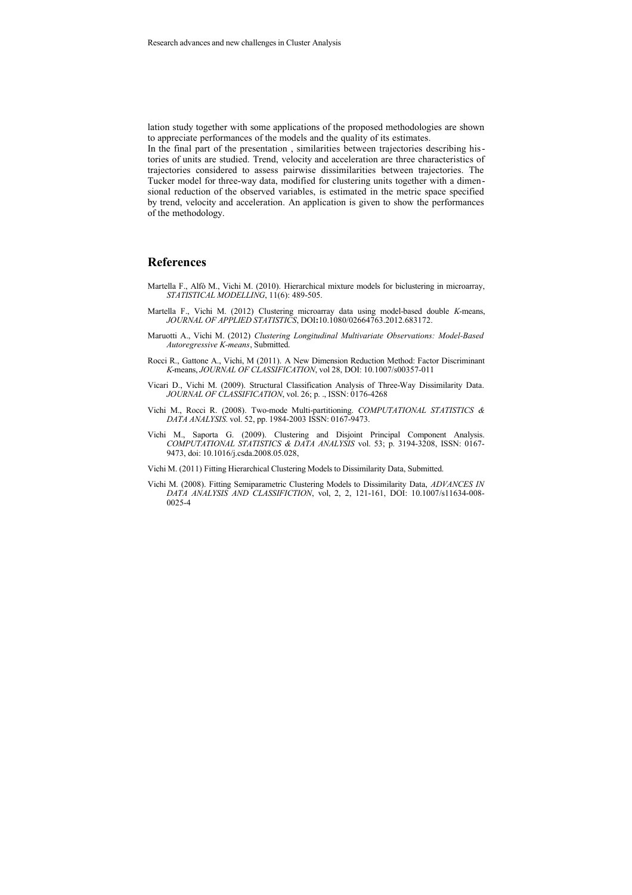lation study together with some applications of the proposed methodologies are shown to appreciate performances of the models and the quality of its estimates.

In the final part of the presentation , similarities between trajectories describing histories of units are studied. Trend, velocity and acceleration are three characteristics of trajectories considered to assess pairwise dissimilarities between trajectories. The Tucker model for three-way data, modified for clustering units together with a dimensional reduction of the observed variables, is estimated in the metric space specified by trend, velocity and acceleration. An application is given to show the performances of the methodology.

## References

Martella F., Alfò M., Vichi M. (2010). Hierarchical mixture models for biclustering in microarray, *STATISTICAL MODELLING*, 11(6): 489-505.

Martella F., Vichi M. (2012) Clustering microarray data using model-based double *K*-means, *JOURNAL OF APPLIED STATISTICS*, DOI**:**10.1080/02664763.2012.683172.

Maruotti A., Vichi M. (2012) *Clustering Longitudinal Multivariate Observations: Model-Based Autoregressive K-means*, Submitted.

Rocci R., Gattone A., Vichi, M (2011). A New Dimension Reduction Method: Factor Discriminant *K*-means, *JOURNAL OF CLASSIFICATION*, vol 28, DOI: 10.1007/s00357-011

Vicari D., Vichi M. (2009). Structural Classification Analysis of Three-Way Dissimilarity Data. *JOURNAL OF CLASSIFICATION*, vol. 26; p. ., ISSN: 0176-4268

Vichi M., Rocci R. (2008). Two-mode Multi-partitioning. *COMPUTATIONAL STATISTICS & DATA ANALYSIS*. vol. 52, pp. 1984-2003 ISSN: 0167-9473.

Vichi M., Saporta G. (2009). Clustering and Disjoint Principal Component Analysis. *COMPUTATIONAL STATISTICS & DATA ANALYSIS* vol. 53; p. 3194-3208, ISSN: 0167-9473, doi: 10.1016/j.csda.2008.05.028,

Vichi M. (2011) Fitting Hierarchical Clustering Models to Dissimilarity Data, Submitted.

Vichi M. (2008). Fitting Semiparametric Clustering Models to Dissimilarity Data, *ADVANCES IN DATA ANALYSIS AND CLASSIFICTION*, vol, 2, 2, 121-161, DOI: 10.1007/s11634-008-0025-4